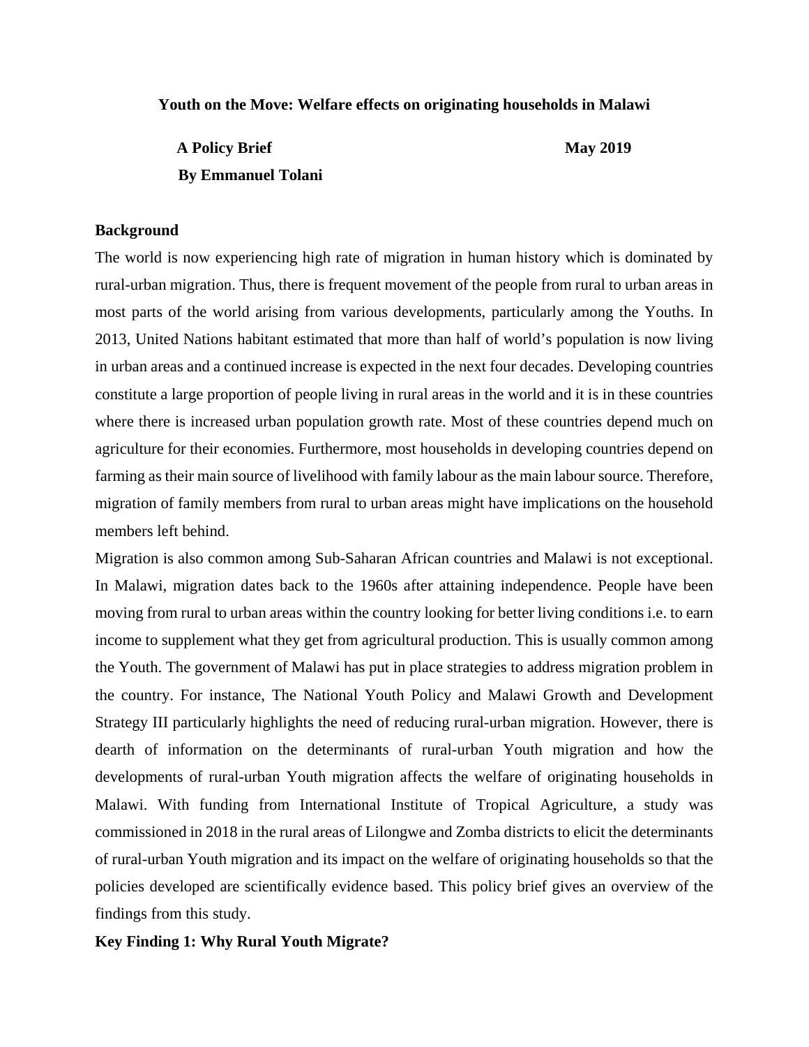# Youth on the Move: Welfare effects on originating households in Malawi

**A Policy Brief** **May 2019**

**By Emmanuel Tolani**

## Background

The world is now experiencing high rate of migration in human history which is dominated by rural-urban migration. Thus, there is frequent movement of the people from rural to urban areas in most parts of the world arising from various developments, particularly among the Youths. In 2013, United Nations habitant estimated that more than half of world's population is now living in urban areas and a continued increase is expected in the next four decades. Developing countries constitute a large proportion of people living in rural areas in the world and it is in these countries where there is increased urban population growth rate. Most of these countries depend much on agriculture for their economies. Furthermore, most households in developing countries depend on farming as their main source of livelihood with family labour as the main labour source. Therefore, migration of family members from rural to urban areas might have implications on the household members left behind.

Migration is also common among Sub-Saharan African countries and Malawi is not exceptional. In Malawi, migration dates back to the 1960s after attaining independence. People have been moving from rural to urban areas within the country looking for better living conditions i.e. to earn income to supplement what they get from agricultural production. This is usually common among the Youth. The government of Malawi has put in place strategies to address migration problem in the country. For instance, The National Youth Policy and Malawi Growth and Development Strategy III particularly highlights the need of reducing rural-urban migration. However, there is dearth of information on the determinants of rural-urban Youth migration and how the developments of rural-urban Youth migration affects the welfare of originating households in Malawi. With funding from International Institute of Tropical Agriculture, a study was commissioned in 2018 in the rural areas of Lilongwe and Zomba districts to elicit the determinants of rural-urban Youth migration and its impact on the welfare of originating households so that the policies developed are scientifically evidence based. This policy brief gives an overview of the findings from this study.

## Key Finding 1: Why Rural Youth Migrate?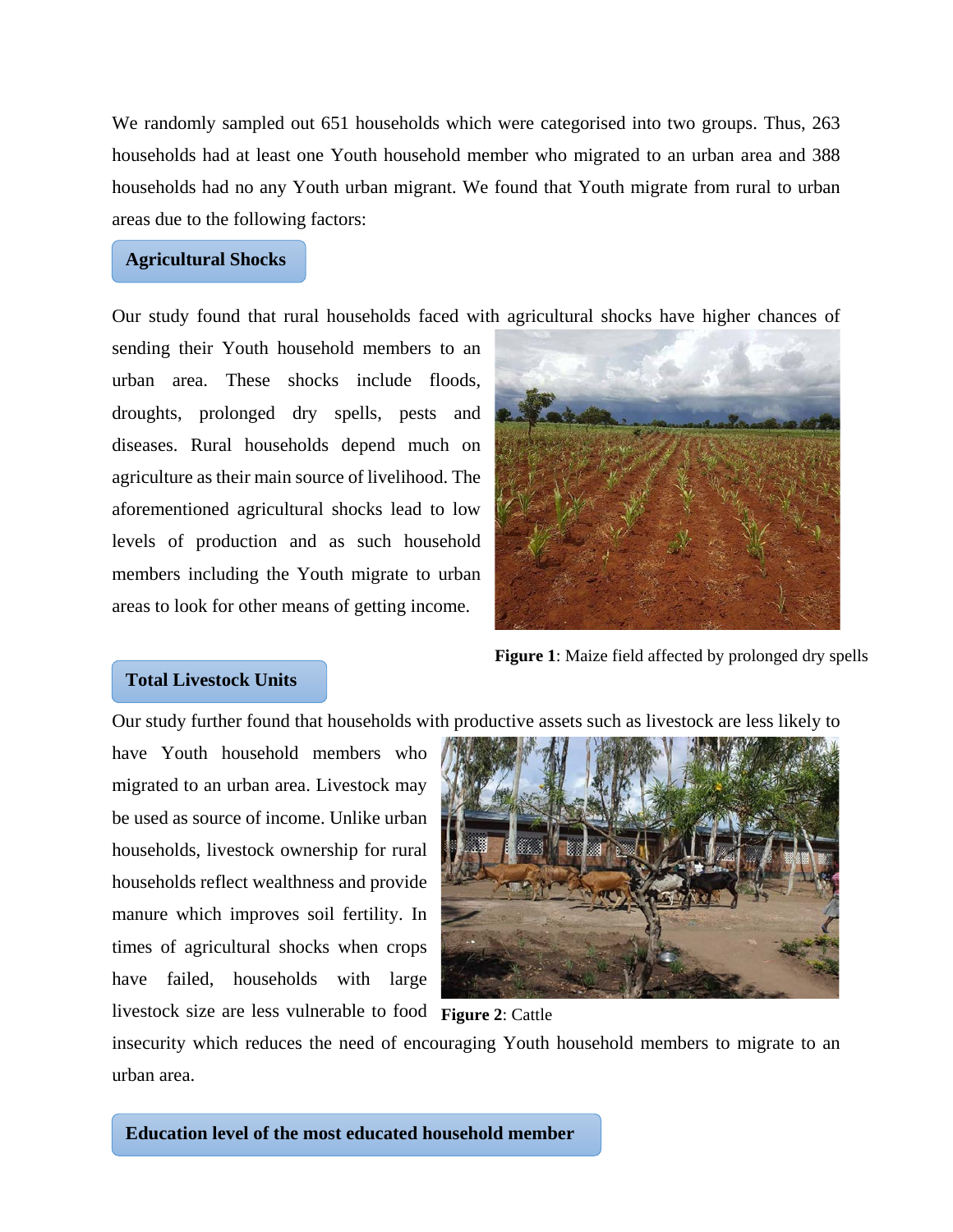We randomly sampled out 651 households which were categorised into two groups. Thus, 263 households had at least one Youth household member who migrated to an urban area and 388 households had no any Youth urban migrant. We found that Youth migrate from rural to urban areas due to the following factors:

## Agricultural Shocks

Our study found that rural households faced with agricultural shocks have higher chances of sending their Youth household members to an urban area. These shocks include floods, droughts, prolonged dry spells, pests and diseases. Rural households depend much on agriculture as their main source of livelihood. The aforementioned agricultural shocks lead to low levels of production and as such household members including the Youth migrate to urban areas to look for other means of getting income.

**Figure 1**: Maize field affected by prolonged dry spells

## Total Livestock Units

Our study further found that households with productive assets such as livestock are less likely to have Youth household members who migrated to an urban area. Livestock may be used as source of income. Unlike urban households, livestock ownership for rural households reflect wealthness and provide manure which improves soil fertility. In times of agricultural shocks when crops have failed, households with large livestock size are less vulnerable to food insecurity which reduces the need of encouraging Youth household members to migrate to an urban area.

**Figure 2**: Cattle

## Education level of the most educated household member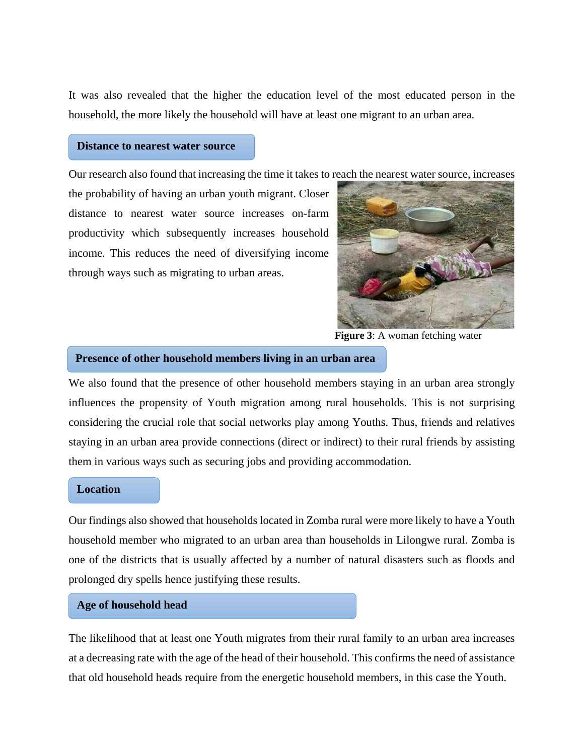It was also revealed that the higher the education level of the most educated person in the household, the more likely the household will have at least one migrant to an urban area.

### Distance to nearest water source

Our research also found that increasing the time it takes to reach the nearest water source, increases the probability of having an urban youth migrant. Closer distance to nearest water source increases on-farm productivity which subsequently increases household income. This reduces the need of diversifying income through ways such as migrating to urban areas.

**Figure 3**: A woman fetching water

### Presence of other household members living in an urban area

We also found that the presence of other household members staying in an urban area strongly influences the propensity of Youth migration among rural households. This is not surprising considering the crucial role that social networks play among Youths. Thus, friends and relatives staying in an urban area provide connections (direct or indirect) to their rural friends by assisting them in various ways such as securing jobs and providing accommodation.

### Location

Our findings also showed that households located in Zomba rural were more likely to have a Youth household member who migrated to an urban area than households in Lilongwe rural. Zomba is one of the districts that is usually affected by a number of natural disasters such as floods and prolonged dry spells hence justifying these results.

### Age of household head

The likelihood that at least one Youth migrates from their rural family to an urban area increases at a decreasing rate with the age of the head of their household. This confirms the need of assistance that old household heads require from the energetic household members, in this case the Youth.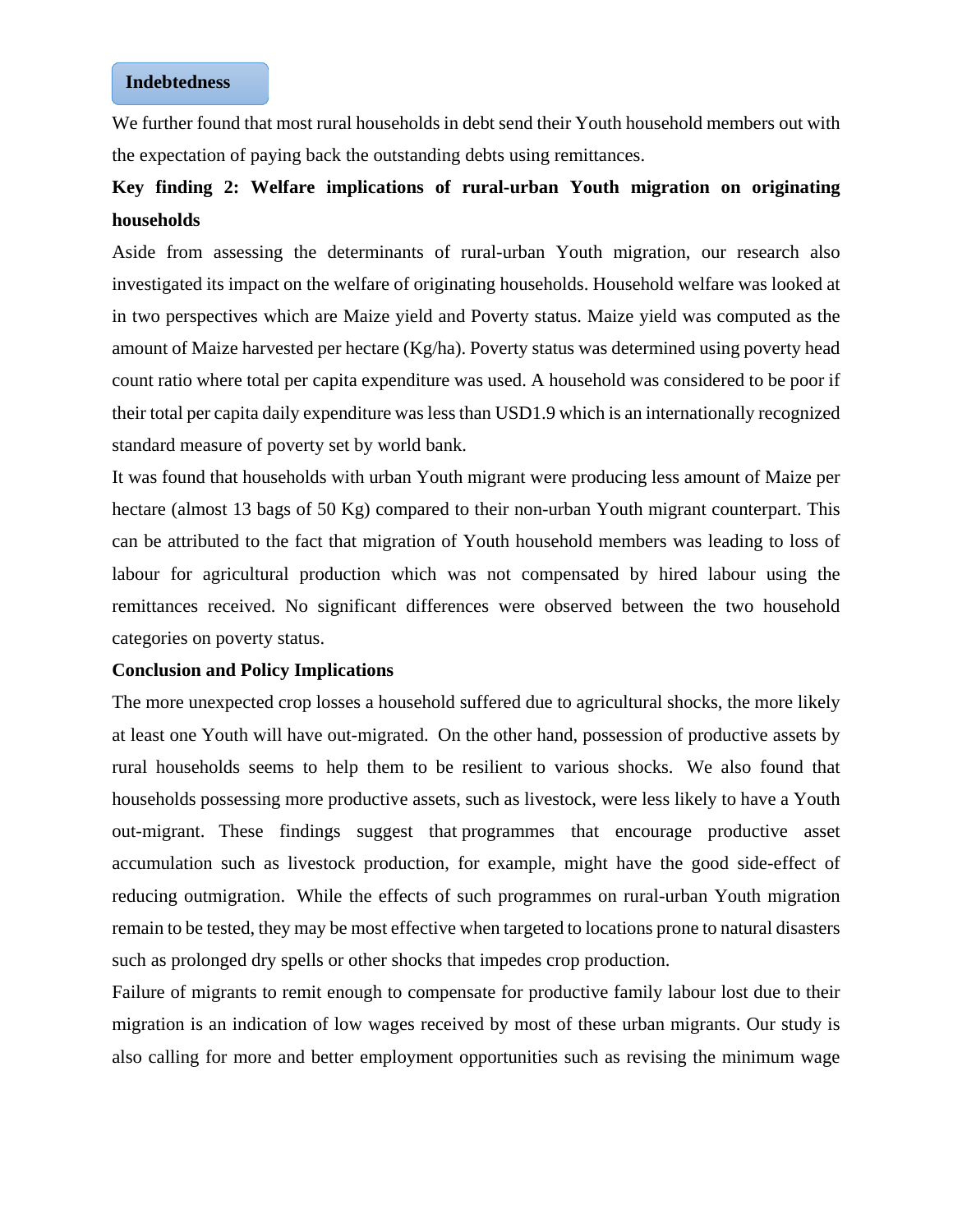### Indebtedness

We further found that most rural households in debt send their Youth household members out with the expectation of paying back the outstanding debts using remittances.

**Key finding 2: Welfare implications of rural-urban Youth migration on originating households**

Aside from assessing the determinants of rural-urban Youth migration, our research also investigated its impact on the welfare of originating households. Household welfare was looked at in two perspectives which are Maize yield and Poverty status. Maize yield was computed as the amount of Maize harvested per hectare (Kg/ha). Poverty status was determined using poverty head count ratio where total per capita expenditure was used. A household was considered to be poor if their total per capita daily expenditure was less than USD1.9 which is an internationally recognized standard measure of poverty set by world bank.

It was found that households with urban Youth migrant were producing less amount of Maize per hectare (almost 13 bags of 50 Kg) compared to their non-urban Youth migrant counterpart. This can be attributed to the fact that migration of Youth household members was leading to loss of labour for agricultural production which was not compensated by hired labour using the remittances received. No significant differences were observed between the two household categories on poverty status.

**Conclusion and Policy Implications**

The more unexpected crop losses a household suffered due to agricultural shocks, the more likely at least one Youth will have out-migrated. On the other hand, possession of productive assets by rural households seems to help them to be resilient to various shocks. We also found that households possessing more productive assets, such as livestock, were less likely to have a Youth out-migrant. These findings suggest that programmes that encourage productive asset accumulation such as livestock production, for example, might have the good side-effect of reducing outmigration. While the effects of such programmes on rural-urban Youth migration remain to be tested, they may be most effective when targeted to locations prone to natural disasters such as prolonged dry spells or other shocks that impedes crop production.

Failure of migrants to remit enough to compensate for productive family labour lost due to their migration is an indication of low wages received by most of these urban migrants. Our study is also calling for more and better employment opportunities such as revising the minimum wage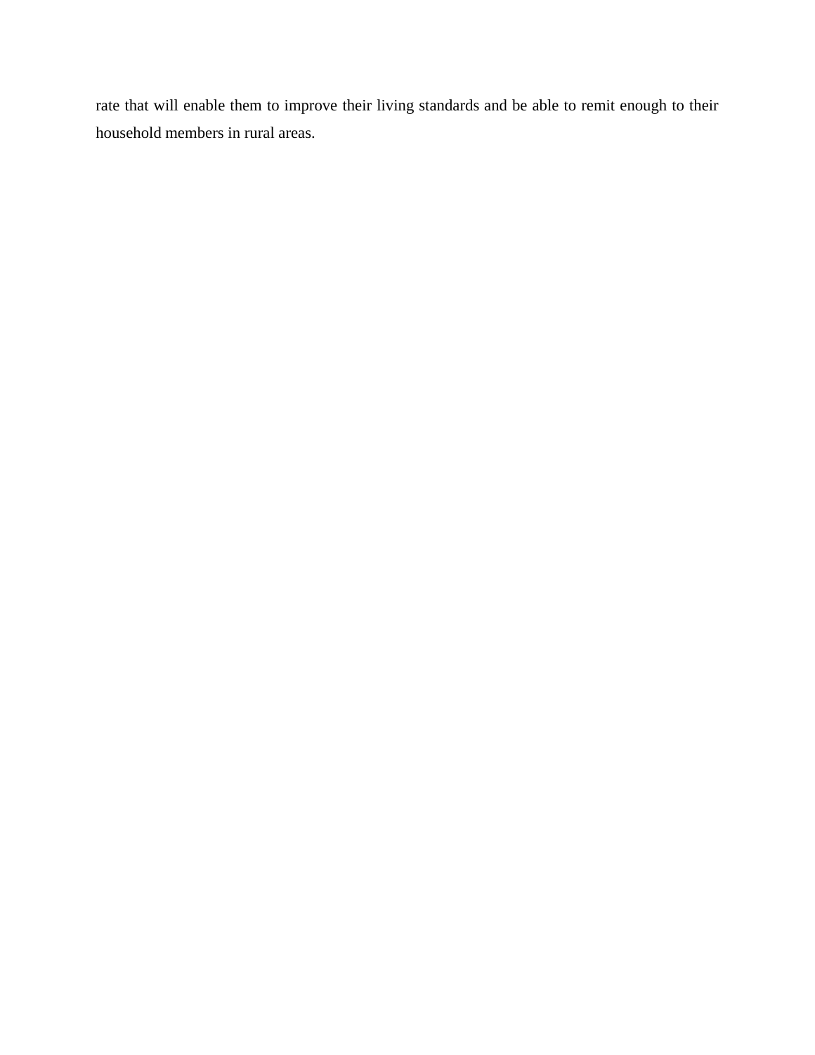rate that will enable them to improve their living standards and be able to remit enough to their household members in rural areas.